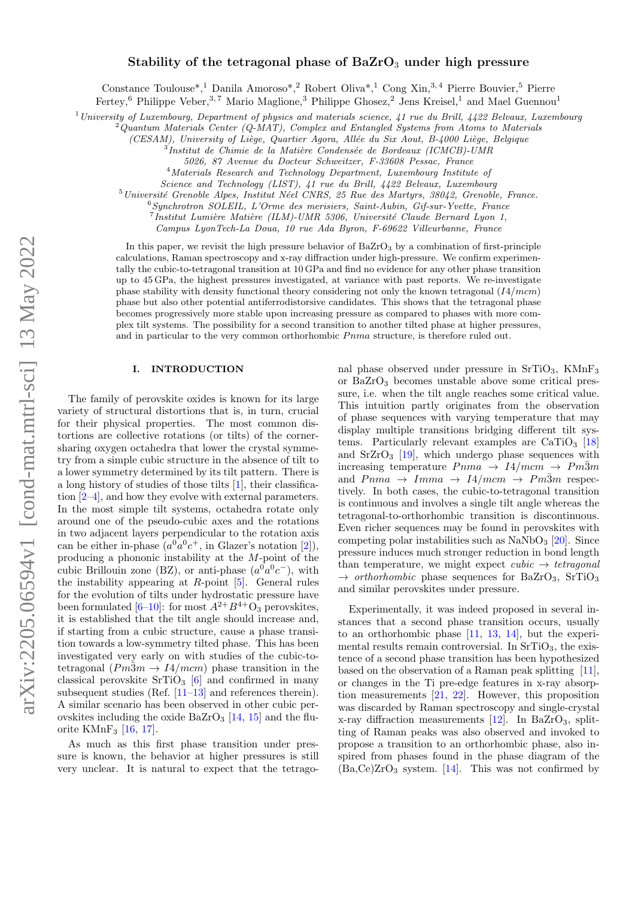# Stability of the tetragonal phase of $BaZrO_3$ under high pressure

Constance Toulouse*,[1] Danila Amoroso*,[2] Robert Oliva*,[1] Cong Xin,[3,4] Pierre Bouvier,[5] Pierre Fertey,[6] Philippe Veber,[3,7] Mario Maglione,[3] Philippe Ghosez,[2] Jens Kreisel,[1] and Mael Guennou[1]

[1] *University of Luxembourg, Department of physics and materials science, 41 rue du Brill, 4422 Belvaux, Luxembourg*
[2] *Quantum Materials Center (Q-MAT), Complex and Entangled Systems from Atoms to Materials (CESAM), University of Liège, Quartier Agora, Allée du Six Aout, B-4000 Liège, Belgique*
[3] *Institut de Chimie de la Matière Condensée de Bordeaux (ICMCB)-UMR 5026, 87 Avenue du Docteur Schweitzer, F-33608 Pessac, France*
[4] *Materials Research and Technology Department, Luxembourg Institute of Science and Technology (LIST), 41 rue du Brill, 4422 Belvaux, Luxembourg*
[5] *Université Grenoble Alpes, Institut Néel CNRS, 25 Rue des Martyrs, 38042, Grenoble, France.*
[6] *Synchrotron SOLEIL, L'Orme des merisiers, Saint-Aubin, Gif-sur-Yvette, France*
[7] *Institut Lumière Matière (ILM)-UMR 5306, Université Claude Bernard Lyon 1, Campus LyonTech-La Doua, 10 rue Ada Byron, F-69622 Villeurbanne, France*

In this paper, we revisit the high pressure behavior of $BaZrO_3$ by a combination of first-principle calculations, Raman spectroscopy and x-ray diffraction under high-pressure. We confirm experimentally the cubic-to-tetragonal transition at 10 GPa and find no evidence for any other phase transition up to 45 GPa, the highest pressures investigated, at variance with past reports. We re-investigate phase stability with density functional theory considering not only the known tetragonal ($I4/mcm$) phase but also other potential antiferrodistorsive candidates. This shows that the tetragonal phase becomes progressively more stable upon increasing pressure as compared to phases with more complex tilt systems. The possibility for a second transition to another tilted phase at higher pressures, and in particular to the very common orthorhombic $Pnma$ structure, is therefore ruled out.

## I. INTRODUCTION

The family of perovskite oxides is known for its large variety of structural distortions that is, in turn, crucial for their physical properties. The most common distortions are collective rotations (or tilts) of the corner-sharing oxygen octahedra that lower the crystal symmetry from a simple cubic structure in the absence of tilt to a lower symmetry determined by its tilt pattern. There is a long history of studies of those tilts [1], their classification [2–4], and how they evolve with external parameters. In the most simple tilt systems, octahedra rotate only around one of the pseudo-cubic axes and the rotations in two adjacent layers perpendicular to the rotation axis can be either in-phase ($a^0a^0c^+$, in Glazer's notation [2]), producing a phononic instability at the $M$-point of the cubic Brillouin zone (BZ), or anti-phase ($a^0a^0c^-$), with the instability appearing at $R$-point [5]. General rules for the evolution of tilts under hydrostatic pressure have been formulated [6–10]: for most $A^{2+}B^{4+}O_3$ perovskites, it is established that the tilt angle should increase and, if starting from a cubic structure, cause a phase transition towards a low-symmetry tilted phase. This has been investigated very early on with studies of the cubic-to-tetragonal ($Pm\bar{3}m \rightarrow I4/mcm$) phase transition in the classical perovskite $SrTiO_3$ [6] and confirmed in many subsequent studies (Ref. [11–13] and references therein). A similar scenario has been observed in other cubic perovskites including the oxide $BaZrO_3$ [14, 15] and the fluorite $KMnF_3$ [16, 17].

As much as this first phase transition under pressure is known, the behavior at higher pressures is still very unclear. It is natural to expect that the tetragonal phase observed under pressure in $SrTiO_3$, $KMnF_3$ or $BaZrO_3$ becomes unstable above some critical pressure, i.e. when the tilt angle reaches some critical value. This intuition partly originates from the observation of phase sequences with varying temperature that may display multiple transitions bridging different tilt systems. Particularly relevant examples are $CaTiO_3$ [18] and $SrZrO_3$ [19], which undergo phase sequences with increasing temperature $Pnma \rightarrow I4/mcm \rightarrow Pm\bar{3}m$ and $Pnma \rightarrow Imma \rightarrow I4/mcm \rightarrow Pm\bar{3}m$ respectively. In both cases, the cubic-to-tetragonal transition is continuous and involves a single tilt angle whereas the tetragonal-to-orthorhombic transition is discontinuous. Even richer sequences may be found in perovskites with competing polar instabilities such as $NaNbO_3$ [20]. Since pressure induces much stronger reduction in bond length than temperature, we might expect *cubic* $\rightarrow$ *tetragonal* $\rightarrow$ *orthorhombic* phase sequences for $BaZrO_3$, $SrTiO_3$ and similar perovskites under pressure.

Experimentally, it was indeed proposed in several instances that a second phase transition occurs, usually to an orthorhombic phase [11, 13, 14], but the experimental results remain controversial. In $SrTiO_3$, the existence of a second phase transition has been hypothesized based on the observation of a Raman peak splitting [11], or changes in the Ti pre-edge features in x-ray absorption measurements [21, 22]. However, this proposition was discarded by Raman spectroscopy and single-crystal x-ray diffraction measurements [12]. In $BaZrO_3$, splitting of Raman peaks was also observed and invoked to propose a transition to an orthorhombic phase, also inspired from phases found in the phase diagram of the (Ba,Ce)$ZrO_3$ system. [14]. This was not confirmed by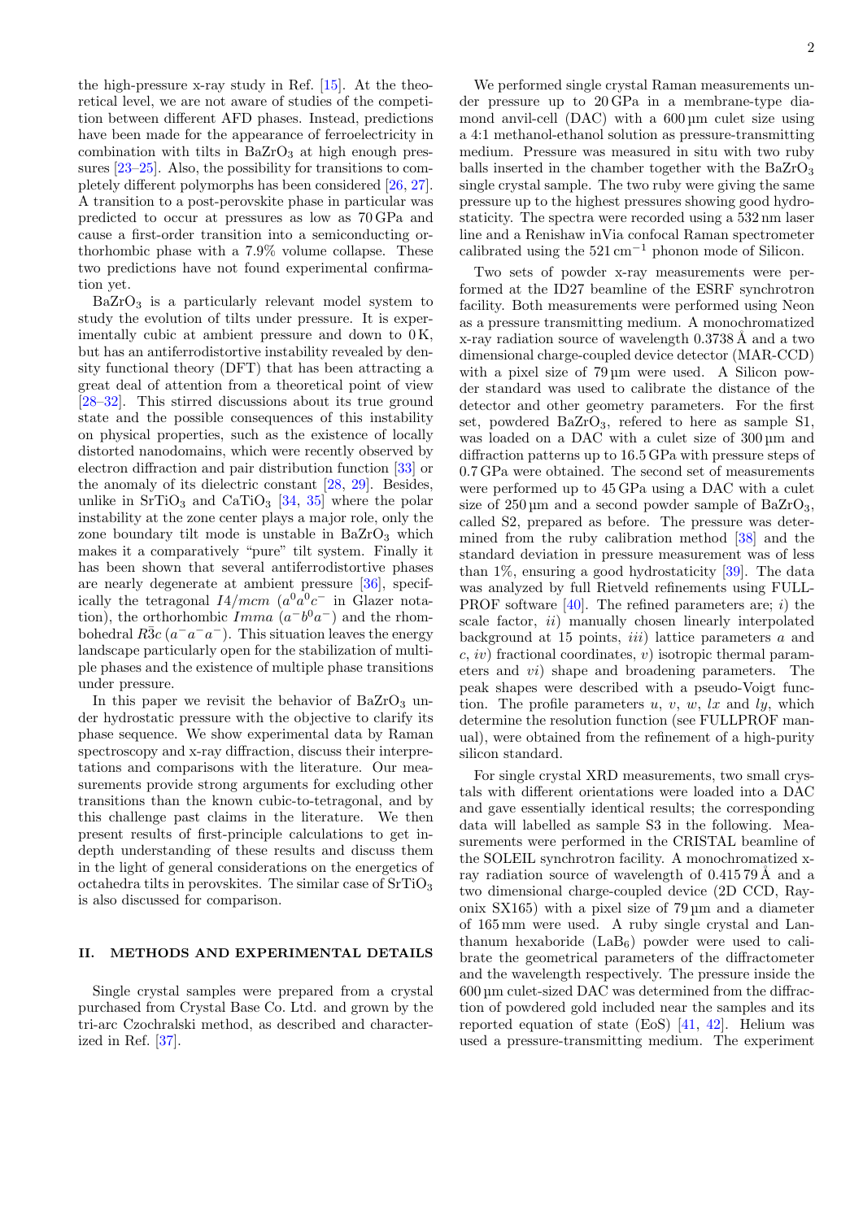the high-pressure x-ray study in Ref. [15]. At the theoretical level, we are not aware of studies of the competition between different AFD phases. Instead, predictions have been made for the appearance of ferroelectricity in combination with tilts in $BaZrO_3$ at high enough pressures [23–25]. Also, the possibility for transitions to completely different polymorphs has been considered [26, 27]. A transition to a post-perovskite phase in particular was predicted to occur at pressures as low as 70 GPa and cause a first-order transition into a semiconducting orthorhombic phase with a 7.9% volume collapse. These two predictions have not found experimental confirmation yet.

$BaZrO_3$ is a particularly relevant model system to study the evolution of tilts under pressure. It is experimentally cubic at ambient pressure and down to 0 K, but has an antiferrodistortive instability revealed by density functional theory (DFT) that has been attracting a great deal of attention from a theoretical point of view [28–32]. This stirred discussions about its true ground state and the possible consequences of this instability on physical properties, such as the existence of locally distorted nanodomains, which were recently observed by electron diffraction and pair distribution function [33] or the anomaly of its dielectric constant [28, 29]. Besides, unlike in $SrTiO_3$ and $CaTiO_3$ [34, 35] where the polar instability at the zone center plays a major role, only the zone boundary tilt mode is unstable in $BaZrO_3$ which makes it a comparatively "pure" tilt system. Finally it has been shown that several antiferrodistortive phases are nearly degenerate at ambient pressure [36], specifically the tetragonal $I4/mcm$ ($a^0a^0c^-$ in Glazer notation), the orthorhombic $Imma$ ($a^-b^0a^-$) and the rhombohedral $R\bar{3}c$ ($a^-a^-a^-$). This situation leaves the energy landscape particularly open for the stabilization of multiple phases and the existence of multiple phase transitions under pressure.

In this paper we revisit the behavior of $BaZrO_3$ under hydrostatic pressure with the objective to clarify its phase sequence. We show experimental data by Raman spectroscopy and x-ray diffraction, discuss their interpretations and comparisons with the literature. Our measurements provide strong arguments for excluding other transitions than the known cubic-to-tetragonal, and by this challenge past claims in the literature. We then present results of first-principle calculations to get in-depth understanding of these results and discuss them in the light of general considerations on the energetics of octahedra tilts in perovskites. The similar case of $SrTiO_3$ is also discussed for comparison.

## II. METHODS AND EXPERIMENTAL DETAILS

Single crystal samples were prepared from a crystal purchased from Crystal Base Co. Ltd. and grown by the tri-arc Czochralski method, as described and characterized in Ref. [37].

We performed single crystal Raman measurements under pressure up to 20 GPa in a membrane-type diamond anvil-cell (DAC) with a 600 µm culet size using a 4:1 methanol-ethanol solution as pressure-transmitting medium. Pressure was measured in situ with two ruby balls inserted in the chamber together with the $BaZrO_3$ single crystal sample. The two ruby were giving the same pressure up to the highest pressures showing good hydrostaticity. The spectra were recorded using a 532 nm laser line and a Renishaw inVia confocal Raman spectrometer calibrated using the 521 cm$^{-1}$ phonon mode of Silicon.

Two sets of powder x-ray measurements were performed at the ID27 beamline of the ESRF synchrotron facility. Both measurements were performed using Neon as a pressure transmitting medium. A monochromatized x-ray radiation source of wavelength 0.3738 Å and a two dimensional charge-coupled device detector (MAR-CCD) with a pixel size of 79 µm were used. A Silicon powder standard was used to calibrate the distance of the detector and other geometry parameters. For the first set, powdered $BaZrO_3$, refered to here as sample S1, was loaded on a DAC with a culet size of 300 µm and diffraction patterns up to 16.5 GPa with pressure steps of 0.7 GPa were obtained. The second set of measurements were performed up to 45 GPa using a DAC with a culet size of 250 µm and a second powder sample of $BaZrO_3$, called S2, prepared as before. The pressure was determined from the ruby calibration method [38] and the standard deviation in pressure measurement was of less than 1%, ensuring a good hydrostaticity [39]. The data was analyzed by full Rietveld refinements using FULLPROF software [40]. The refined parameters are; *i*) the scale factor, *ii*) manually chosen linearly interpolated background at 15 points, *iii*) lattice parameters *a* and *c*, *iv*) fractional coordinates, *v*) isotropic thermal parameters and *vi*) shape and broadening parameters. The peak shapes were described with a pseudo-Voigt function. The profile parameters *u*, *v*, *w*, *lx* and *ly*, which determine the resolution function (see FULLPROF manual), were obtained from the refinement of a high-purity silicon standard.

For single crystal XRD measurements, two small crystals with different orientations were loaded into a DAC and gave essentially identical results; the corresponding data will labelled as sample S3 in the following. Measurements were performed in the CRISTAL beamline of the SOLEIL synchrotron facility. A monochromatized x-ray radiation source of wavelength of 0.415 79 Å and a two dimensional charge-coupled device (2D CCD, Rayonix SX165) with a pixel size of 79 µm and a diameter of 165 mm were used. A ruby single crystal and Lanthanum hexaboride ($LaB_6$) powder were used to calibrate the geometrical parameters of the diffractometer and the wavelength respectively. The pressure inside the 600 µm culet-sized DAC was determined from the diffraction of powdered gold included near the samples and its reported equation of state (EoS) [41, 42]. Helium was used a pressure-transmitting medium. The experiment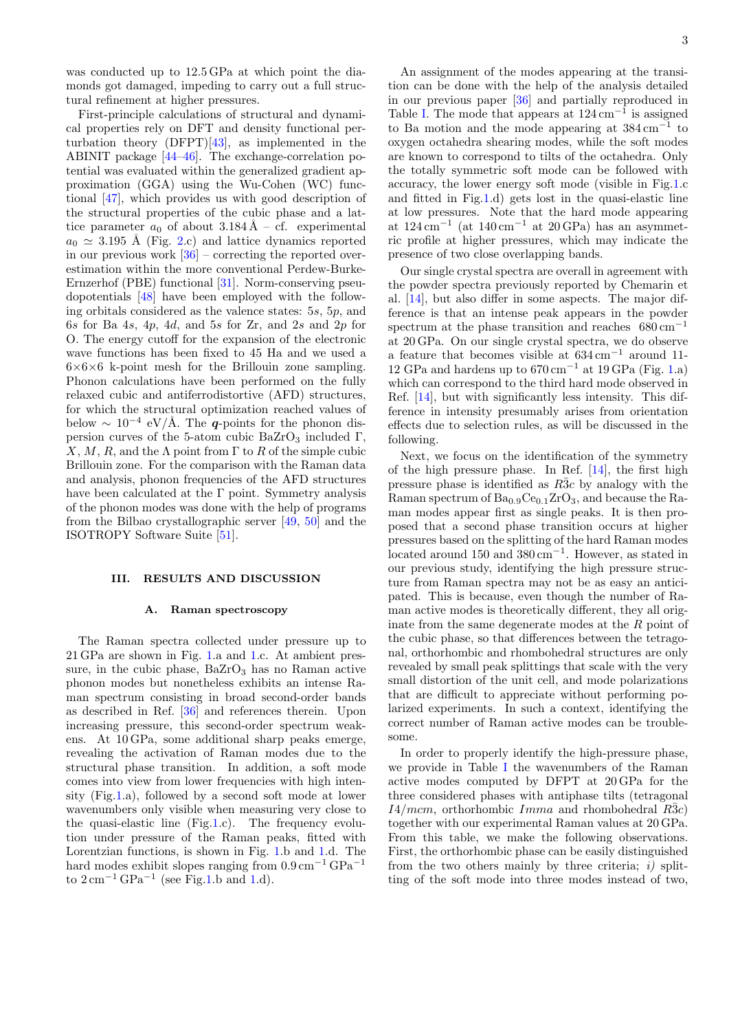was conducted up to 12.5 GPa at which point the diamonds got damaged, impeding to carry out a full structural refinement at higher pressures.

First-principle calculations of structural and dynamical properties rely on DFT and density functional perturbation theory (DFPT)[43], as implemented in the ABINIT package [44–46]. The exchange-correlation potential was evaluated within the generalized gradient approximation (GGA) using the Wu-Cohen (WC) functional [47], which provides us with good description of the structural properties of the cubic phase and a lattice parameter $a_0$ of about 3.184 Å – cf. experimental $a_0 \simeq 3.195$ Å (Fig. 2.c) and lattice dynamics reported in our previous work [36] – correcting the reported overestimation within the more conventional Perdew-Burke-Ernzerhof (PBE) functional [31]. Norm-conserving pseudopotentials [48] have been employed with the following orbitals considered as the valence states: 5*s*, 5*p*, and 6*s* for Ba 4*s*, 4*p*, 4*d*, and 5*s* for Zr, and 2*s* and 2*p* for O. The energy cutoff for the expansion of the electronic wave functions has been fixed to 45 Ha and we used a 6×6×6 k-point mesh for the Brillouin zone sampling. Phonon calculations have been performed on the fully relaxed cubic and antiferrodistortive (AFD) structures, for which the structural optimization reached values of below $\sim 10^{-4}$ eV/Å. The $\boldsymbol{q}$-points for the phonon dispersion curves of the 5-atom cubic $BaZrO_3$ included Γ, *X*, *M*, *R*, and the Λ point from Γ to *R* of the simple cubic Brillouin zone. For the comparison with the Raman data and analysis, phonon frequencies of the AFD structures have been calculated at the Γ point. Symmetry analysis of the phonon modes was done with the help of programs from the Bilbao crystallographic server [49, 50] and the ISOTROPY Software Suite [51].

## III. RESULTS AND DISCUSSION

### A. Raman spectroscopy

The Raman spectra collected under pressure up to 21 GPa are shown in Fig. 1.a and 1.c. At ambient pressure, in the cubic phase, $BaZrO_3$ has no Raman active phonon modes but nonetheless exhibits an intense Raman spectrum consisting in broad second-order bands as described in Ref. [36] and references therein. Upon increasing pressure, this second-order spectrum weakens. At 10 GPa, some additional sharp peaks emerge, revealing the activation of Raman modes due to the structural phase transition. In addition, a soft mode comes into view from lower frequencies with high intensity (Fig.1.a), followed by a second soft mode at lower wavenumbers only visible when measuring very close to the quasi-elastic line (Fig.1.c). The frequency evolution under pressure of the Raman peaks, fitted with Lorentzian functions, is shown in Fig. 1.b and 1.d. The hard modes exhibit slopes ranging from 0.9 $cm^{-1}$ $GPa^{-1}$ to 2 $cm^{-1}$ $GPa^{-1}$ (see Fig.1.b and 1.d).

An assignment of the modes appearing at the transition can be done with the help of the analysis detailed in our previous paper [36] and partially reproduced in Table I. The mode that appears at 124 $cm^{-1}$ is assigned to Ba motion and the mode appearing at 384 $cm^{-1}$ to oxygen octahedra shearing modes, while the soft modes are known to correspond to tilts of the octahedra. Only the totally symmetric soft mode can be followed with accuracy, the lower energy soft mode (visible in Fig.1.c and fitted in Fig.1.d) gets lost in the quasi-elastic line at low pressures. Note that the hard mode appearing at 124 $cm^{-1}$ (at 140 $cm^{-1}$ at 20 GPa) has an asymmetric profile at higher pressures, which may indicate the presence of two close overlapping bands.

Our single crystal spectra are overall in agreement with the powder spectra previously reported by Chemarin et al. [14], but also differ in some aspects. The major difference is that an intense peak appears in the powder spectrum at the phase transition and reaches 680 $cm^{-1}$ at 20 GPa. On our single crystal spectra, we do observe a feature that becomes visible at 634 $cm^{-1}$ around 11-12 GPa and hardens up to 670 $cm^{-1}$ at 19 GPa (Fig. 1.a) which can correspond to the third hard mode observed in Ref. [14], but with significantly less intensity. This difference in intensity presumably arises from orientation effects due to selection rules, as will be discussed in the following.

Next, we focus on the identification of the symmetry of the high pressure phase. In Ref. [14], the first high pressure phase is identified as $R\bar{3}c$ by analogy with the Raman spectrum of $Ba_{0.9}Ce_{0.1}ZrO_3$, and because the Raman modes appear first as single peaks. It is then proposed that a second phase transition occurs at higher pressures based on the splitting of the hard Raman modes located around 150 and 380 $cm^{-1}$. However, as stated in our previous study, identifying the high pressure structure from Raman spectra may not be as easy an anticipated. This is because, even though the number of Raman active modes is theoretically different, they all originate from the same degenerate modes at the *R* point of the cubic phase, so that differences between the tetragonal, orthorhombic and rhombohedral structures are only revealed by small peak splittings that scale with the very small distortion of the unit cell, and mode polarizations that are difficult to appreciate without performing polarized experiments. In such a context, identifying the correct number of Raman active modes can be troublesome.

In order to properly identify the high-pressure phase, we provide in Table I the wavenumbers of the Raman active modes computed by DFPT at 20 GPa for the three considered phases with antiphase tilts (tetragonal $I4/mcm$, orthorhombic $Imma$ and rhombohedral $R\bar{3}c$) together with our experimental Raman values at 20 GPa. From this table, we make the following observations. First, the orthorhombic phase can be easily distinguished from the two others mainly by three criteria; *i)* splitting of the soft mode into three modes instead of two,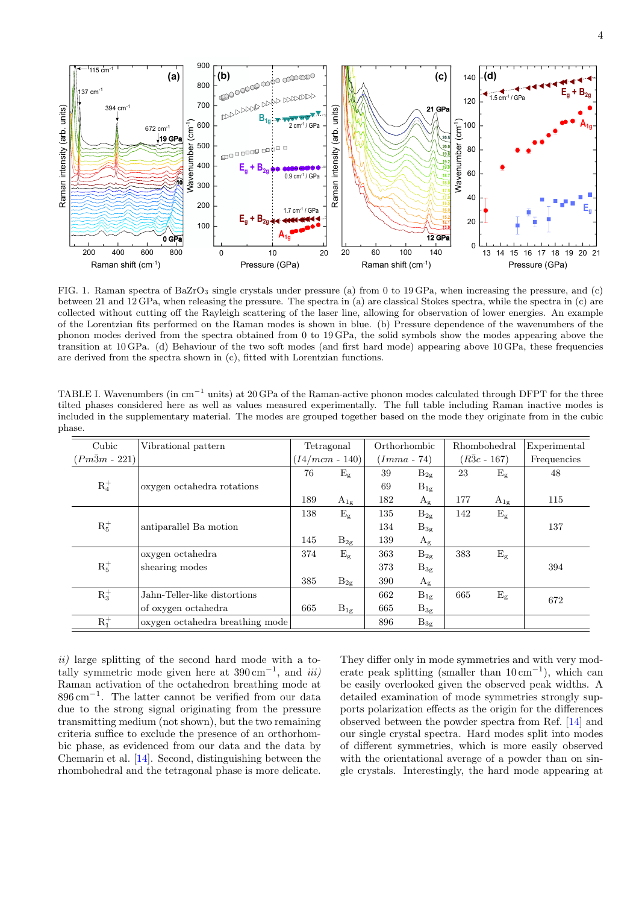FIG. 1. Raman spectra of $BaZrO_3$ single crystals under pressure (a) from 0 to 19 GPa, when increasing the pressure, and (c) between 21 and 12 GPa, when releasing the pressure. The spectra in (a) are classical Stokes spectra, while the spectra in (c) are collected without cutting off the Rayleigh scattering of the laser line, allowing for observation of lower energies. An example of the Lorentzian fits performed on the Raman modes is shown in blue. (b) Pressure dependence of the wavenumbers of the phonon modes derived from the spectra obtained from 0 to 19 GPa, the solid symbols show the modes appearing above the transition at 10 GPa. (d) Behaviour of the two soft modes (and first hard mode) appearing above 10 GPa, these frequencies are derived from the spectra shown in (c), fitted with Lorentzian functions.

TABLE I. Wavenumbers (in $cm^{-1}$ units) at 20 GPa of the Raman-active phonon modes calculated through DFPT for the three tilted phases considered here as well as values measured experimentally. The full table including Raman inactive modes is included in the supplementary material. The modes are grouped together based on the mode they originate from in the cubic phase.

| Cubic ($Pm\bar{3}m$ - 221) | Vibrational pattern | Tetragonal ($I4/mcm$ - 140) | | Orthorhombic ($Imma$ - 74) | | Rhombohedral ($R\bar{3}c$ - 167) | | Experimental Frequencies |
|---|---|---|---|---|---|---|---|---|
| $R_4^+$ | oxygen octahedra rotations | 76 | $E_g$ | 39 | $B_{2g}$ | 23 | $E_g$ | 48 |
| | | | | 69 | $B_{1g}$ | | | |
| | | 189 | $A_{1g}$ | 182 | $A_g$ | 177 | $A_{1g}$ | 115 |
| $R_5^+$ | antiparallel Ba motion | 138 | $E_g$ | 135 | $B_{2g}$ | 142 | $E_g$ | |
| | | | | 134 | $B_{3g}$ | | | 137 |
| | | 145 | $B_{2g}$ | 139 | $A_g$ | | | |
| $R_5^+$ | oxygen octahedra shearing modes | 374 | $E_g$ | 363 | $B_{2g}$ | 383 | $E_g$ | |
| | | | | 373 | $B_{3g}$ | | | 394 |
| | | 385 | $B_{2g}$ | 390 | $A_g$ | | | |
| $R_3^+$ | Jahn-Teller-like distortions of oxygen octahedra | | | 662 | $B_{1g}$ | 665 | $E_g$ | 672 |
| | | 665 | $B_{1g}$ | 665 | $B_{3g}$ | | | |
| $R_1^+$ | oxygen octahedra breathing mode | | | 896 | $B_{3g}$ | | | |

*ii)* large splitting of the second hard mode with a totally symmetric mode given here at 390 $cm^{-1}$, and *iii)* Raman activation of the octahedron breathing mode at 896 $cm^{-1}$. The latter cannot be verified from our data due to the strong signal originating from the pressure transmitting medium (not shown), but the two remaining criteria suffice to exclude the presence of an orthorhombic phase, as evidenced from our data and the data by Chemarin et al. [14]. Second, distinguishing between the rhombohedral and the tetragonal phase is more delicate. They differ only in mode symmetries and with very moderate peak splitting (smaller than 10 $cm^{-1}$), which can be easily overlooked given the observed peak widths. A detailed examination of mode symmetries strongly supports polarization effects as the origin for the differences observed between the powder spectra from Ref. [14] and our single crystal spectra. Hard modes split into modes of different symmetries, which is more easily observed with the orientational average of a powder than on single crystals. Interestingly, the hard mode appearing at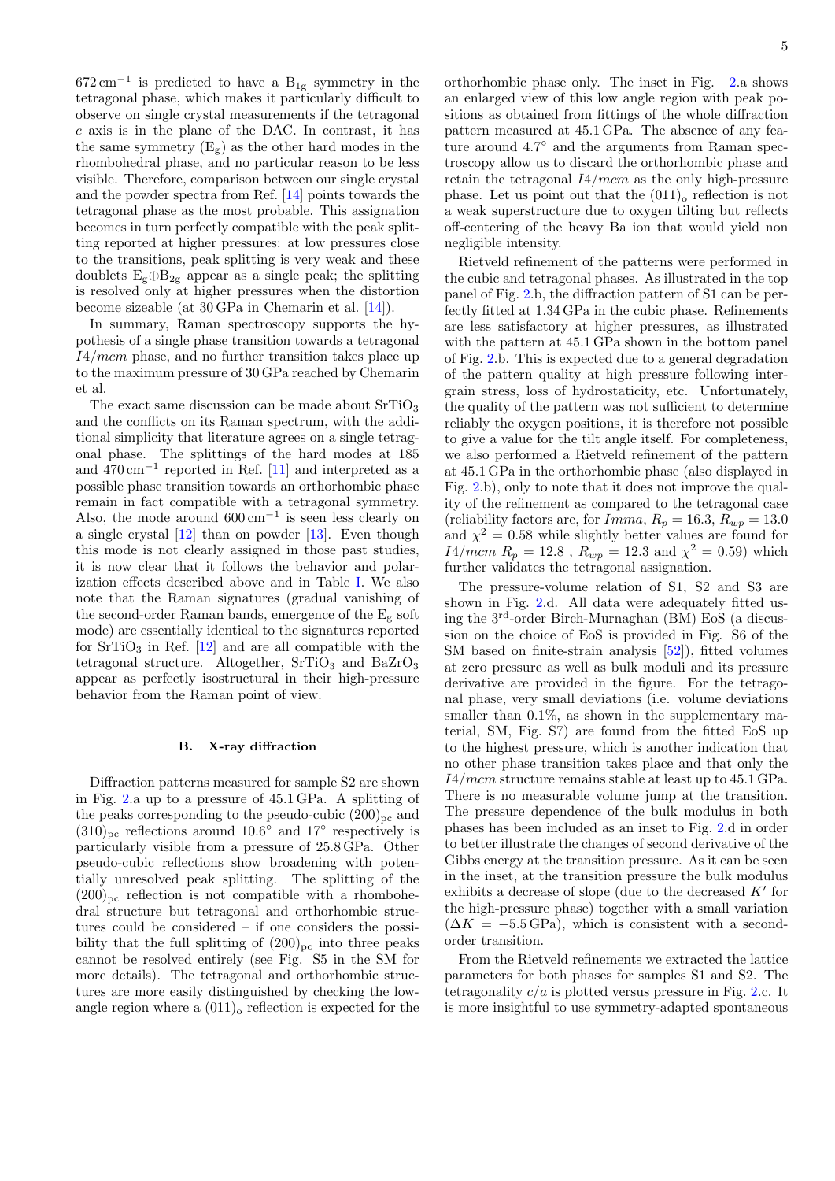$672\,\mathrm{cm}^{-1}$ is predicted to have a $B_{1g}$ symmetry in the tetragonal phase, which makes it particularly difficult to observe on single crystal measurements if the tetragonal $c$ axis is in the plane of the DAC. In contrast, it has the same symmetry ($E_g$) as the other hard modes in the rhombohedral phase, and no particular reason to be less visible. Therefore, comparison between our single crystal and the powder spectra from Ref. [14] points towards the tetragonal phase as the most probable. This assignation becomes in turn perfectly compatible with the peak splitting reported at higher pressures: at low pressures close to the transitions, peak splitting is very weak and these doublets $E_g \oplus B_{2g}$ appear as a single peak; the splitting is resolved only at higher pressures when the distortion become sizeable (at 30 GPa in Chemarin et al. [14]).

In summary, Raman spectroscopy supports the hypothesis of a single phase transition towards a tetragonal $I4/mcm$ phase, and no further transition takes place up to the maximum pressure of 30 GPa reached by Chemarin et al.

The exact same discussion can be made about $SrTiO_3$ and the conflicts on its Raman spectrum, with the additional simplicity that literature agrees on a single tetragonal phase. The splittings of the hard modes at 185 and $470\,\mathrm{cm}^{-1}$ reported in Ref. [11] and interpreted as a possible phase transition towards an orthorhombic phase remain in fact compatible with a tetragonal symmetry. Also, the mode around $600\,\mathrm{cm}^{-1}$ is seen less clearly on a single crystal [12] than on powder [13]. Even though this mode is not clearly assigned in those past studies, it is now clear that it follows the behavior and polarization effects described above and in Table I. We also note that the Raman signatures (gradual vanishing of the second-order Raman bands, emergence of the $E_g$ soft mode) are essentially identical to the signatures reported for $SrTiO_3$ in Ref. [12] and are all compatible with the tetragonal structure. Altogether, $SrTiO_3$ and $BaZrO_3$ appear as perfectly isostructural in their high-pressure behavior from the Raman point of view.

### B. X-ray diffraction

Diffraction patterns measured for sample S2 are shown in Fig. 2.a up to a pressure of 45.1 GPa. A splitting of the peaks corresponding to the pseudo-cubic $(200)_{pc}$ and $(310)_{pc}$ reflections around 10.6° and 17° respectively is particularly visible from a pressure of 25.8 GPa. Other pseudo-cubic reflections show broadening with potentially unresolved peak splitting. The splitting of the $(200)_{pc}$ reflection is not compatible with a rhombohedral structure but tetragonal and orthorhombic structures could be considered – if one considers the possibility that the full splitting of $(200)_{pc}$ into three peaks cannot be resolved entirely (see Fig. S5 in the SM for more details). The tetragonal and orthorhombic structures are more easily distinguished by checking the low-angle region where a $(011)_o$ reflection is expected for the orthorhombic phase only. The inset in Fig. 2.a shows an enlarged view of this low angle region with peak positions as obtained from fittings of the whole diffraction pattern measured at 45.1 GPa. The absence of any feature around 4.7° and the arguments from Raman spectroscopy allow us to discard the orthorhombic phase and retain the tetragonal $I4/mcm$ as the only high-pressure phase. Let us point out that the $(011)_o$ reflection is not a weak superstructure due to oxygen tilting but reflects off-centering of the heavy Ba ion that would yield non negligible intensity.

Rietveld refinement of the patterns were performed in the cubic and tetragonal phases. As illustrated in the top panel of Fig. 2.b, the diffraction pattern of S1 can be perfectly fitted at 1.34 GPa in the cubic phase. Refinements are less satisfactory at higher pressures, as illustrated with the pattern at 45.1 GPa shown in the bottom panel of Fig. 2.b. This is expected due to a general degradation of the pattern quality at high pressure following intergrain stress, loss of hydrostaticity, etc. Unfortunately, the quality of the pattern was not sufficient to determine reliably the oxygen positions, it is therefore not possible to give a value for the tilt angle itself. For completeness, we also performed a Rietveld refinement of the pattern at 45.1 GPa in the orthorhombic phase (also displayed in Fig. 2.b), only to note that it does not improve the quality of the refinement as compared to the tetragonal case (reliability factors are, for $Imma$, $R_p = 16.3$, $R_{wp} = 13.0$ and $\chi^2 = 0.58$ while slightly better values are found for $I4/mcm$ $R_p = 12.8$ , $R_{wp} = 12.3$ and $\chi^2 = 0.59$) which further validates the tetragonal assignation.

The pressure-volume relation of S1, S2 and S3 are shown in Fig. 2.d. All data were adequately fitted using the 3$^{\mathrm{rd}}$-order Birch-Murnaghan (BM) EoS (a discussion on the choice of EoS is provided in Fig. S6 of the SM based on finite-strain analysis [52]), fitted volumes at zero pressure as well as bulk moduli and its pressure derivative are provided in the figure. For the tetragonal phase, very small deviations (i.e. volume deviations smaller than 0.1%, as shown in the supplementary material, SM, Fig. S7) are found from the fitted EoS up to the highest pressure, which is another indication that no other phase transition takes place and that only the $I4/mcm$ structure remains stable at least up to 45.1 GPa. There is no measurable volume jump at the transition. The pressure dependence of the bulk modulus in both phases has been included as an inset to Fig. 2.d in order to better illustrate the changes of second derivative of the Gibbs energy at the transition pressure. As it can be seen in the inset, at the transition pressure the bulk modulus exhibits a decrease of slope (due to the decreased $K'$ for the high-pressure phase) together with a small variation ($\Delta K = -5.5$ GPa), which is consistent with a second-order transition.

From the Rietveld refinements we extracted the lattice parameters for both phases for samples S1 and S2. The tetragonality $c/a$ is plotted versus pressure in Fig. 2.c. It is more insightful to use symmetry-adapted spontaneous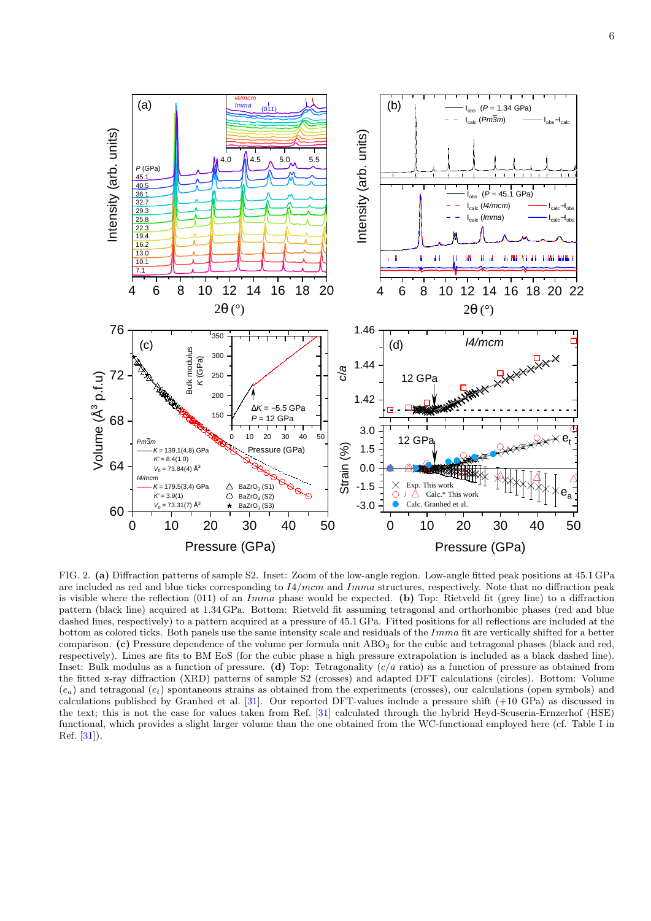FIG. 2. **(a)** Diffraction patterns of sample S2. Inset: Zoom of the low-angle region. Low-angle fitted peak positions at 45.1 GPa are included as red and blue ticks corresponding to $I4/mcm$ and $Imma$ structures, respectively. Note that no diffraction peak is visible where the reflection (011) of an $Imma$ phase would be expected. **(b)** Top: Rietveld fit (grey line) to a diffraction pattern (black line) acquired at 1.34 GPa. Bottom: Rietveld fit assuming tetragonal and orthorhombic phases (red and blue dashed lines, respectively) to a pattern acquired at a pressure of 45.1 GPa. Fitted positions for all reflections are included at the bottom as colored ticks. Both panels use the same intensity scale and residuals of the $Imma$ fit are vertically shifted for a better comparison. **(c)** Pressure dependence of the volume per formula unit $ABO_3$ for the cubic and tetragonal phases (black and red, respectively). Lines are fits to BM EoS (for the cubic phase a high pressure extrapolation is included as a black dashed line). Inset: Bulk modulus as a function of pressure. **(d)** Top: Tetragonality ($c/a$ ratio) as a function of pressure as obtained from the fitted x-ray diffraction (XRD) patterns of sample S2 (crosses) and adapted DFT calculations (circles). Bottom: Volume ($e_a$) and tetragonal ($e_t$) spontaneous strains as obtained from the experiments (crosses), our calculations (open symbols) and calculations published by Granhed et al. [31]. Our reported DFT-values include a pressure shift (+10 GPa) as discussed in the text; this is not the case for values taken from Ref. [31] calculated through the hybrid Heyd-Scuseria-Ernzerhof (HSE) functional, which provides a slight larger volume than the one obtained from the WC-functional employed here (cf. Table I in Ref. [31]).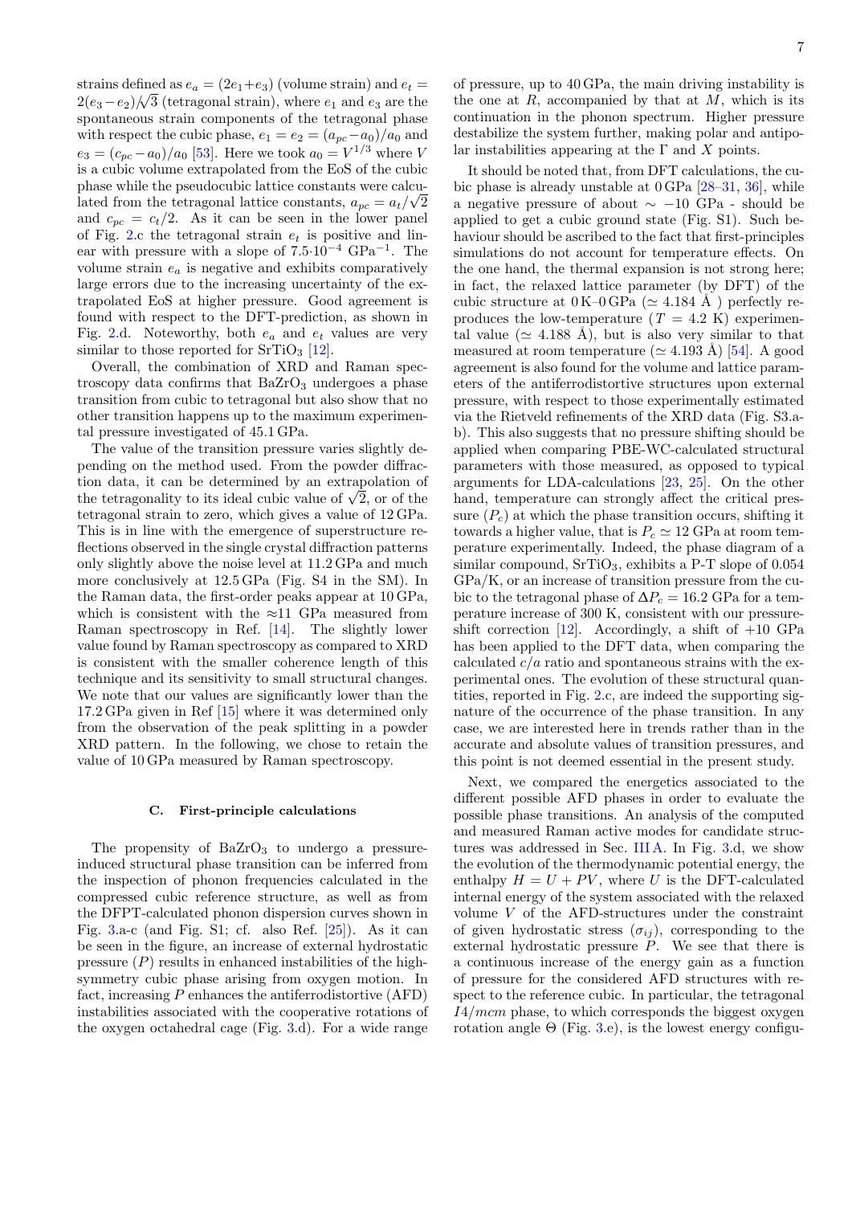strains defined as $e_a = (2e_1+e_3)$ (volume strain) and $e_t = 2(e_3-e_2)/\sqrt{3}$ (tetragonal strain), where $e_1$ and $e_3$ are the spontaneous strain components of the tetragonal phase with respect the cubic phase, $e_1 = e_2 = (a_{pc}-a_0)/a_0$ and $e_3 = (c_{pc}-a_0)/a_0$ [53]. Here we took $a_0 = V^{1/3}$ where $V$ is a cubic volume extrapolated from the EoS of the cubic phase while the pseudocubic lattice constants were calculated from the tetragonal lattice constants, $a_{pc} = a_t/\sqrt{2}$ and $c_{pc} = c_t/2$. As it can be seen in the lower panel of Fig. 2.c the tetragonal strain $e_t$ is positive and linear with pressure with a slope of $7.5{\cdot}10^{-4}$ $\mathrm{GPa}^{-1}$. The volume strain $e_a$ is negative and exhibits comparatively large errors due to the increasing uncertainty of the extrapolated EoS at higher pressure. Good agreement is found with respect to the DFT-prediction, as shown in Fig. 2.d. Noteworthy, both $e_a$ and $e_t$ values are very similar to those reported for $SrTiO_3$ [12].

Overall, the combination of XRD and Raman spectroscopy data confirms that $BaZrO_3$ undergoes a phase transition from cubic to tetragonal but also show that no other transition happens up to the maximum experimental pressure investigated of 45.1 GPa.

The value of the transition pressure varies slightly depending on the method used. From the powder diffraction data, it can be determined by an extrapolation of the tetragonality to its ideal cubic value of $\sqrt{2}$, or of the tetragonal strain to zero, which gives a value of 12 GPa. This is in line with the emergence of superstructure reflections observed in the single crystal diffraction patterns only slightly above the noise level at 11.2 GPa and much more conclusively at 12.5 GPa (Fig. S4 in the SM). In the Raman data, the first-order peaks appear at 10 GPa, which is consistent with the ≈11 GPa measured from Raman spectroscopy in Ref. [14]. The slightly lower value found by Raman spectroscopy as compared to XRD is consistent with the smaller coherence length of this technique and its sensitivity to small structural changes. We note that our values are significantly lower than the 17.2 GPa given in Ref [15] where it was determined only from the observation of the peak splitting in a powder XRD pattern. In the following, we chose to retain the value of 10 GPa measured by Raman spectroscopy.

### C. First-principle calculations

The propensity of $BaZrO_3$ to undergo a pressure-induced structural phase transition can be inferred from the inspection of phonon frequencies calculated in the compressed cubic reference structure, as well as from the DFPT-calculated phonon dispersion curves shown in Fig. 3.a-c (and Fig. S1; cf. also Ref. [25]). As it can be seen in the figure, an increase of external hydrostatic pressure ($P$) results in enhanced instabilities of the high-symmetry cubic phase arising from oxygen motion. In fact, increasing $P$ enhances the antiferrodistortive (AFD) instabilities associated with the cooperative rotations of the oxygen octahedral cage (Fig. 3.d). For a wide range of pressure, up to 40 GPa, the main driving instability is the one at $R$, accompanied by that at $M$, which is its continuation in the phonon spectrum. Higher pressure destabilize the system further, making polar and antipolar instabilities appearing at the Γ and $X$ points.

It should be noted that, from DFT calculations, the cubic phase is already unstable at 0 GPa [28–31, 36], while a negative pressure of about ∼ −10 GPa - should be applied to get a cubic ground state (Fig. S1). Such behaviour should be ascribed to the fact that first-principles simulations do not account for temperature effects. On the one hand, the thermal expansion is not strong here; in fact, the relaxed lattice parameter (by DFT) of the cubic structure at 0 K–0 GPa (≃ 4.184 Å ) perfectly reproduces the low-temperature ($T$ = 4.2 K) experimental value (≃ 4.188 Å), but is also very similar to that measured at room temperature (≃ 4.193 Å) [54]. A good agreement is also found for the volume and lattice parameters of the antiferrodistortive structures upon external pressure, with respect to those experimentally estimated via the Rietveld refinements of the XRD data (Fig. S3.a-b). This also suggests that no pressure shifting should be applied when comparing PBE-WC-calculated structural parameters with those measured, as opposed to typical arguments for LDA-calculations [23, 25]. On the other hand, temperature can strongly affect the critical pressure ($P_c$) at which the phase transition occurs, shifting it towards a higher value, that is $P_c \simeq 12$ GPa at room temperature experimentally. Indeed, the phase diagram of a similar compound, $SrTiO_3$, exhibits a P-T slope of 0.054 GPa/K, or an increase of transition pressure from the cubic to the tetragonal phase of $\Delta P_c = 16.2$ GPa for a temperature increase of 300 K, consistent with our pressure-shift correction [12]. Accordingly, a shift of +10 GPa has been applied to the DFT data, when comparing the calculated $c/a$ ratio and spontaneous strains with the experimental ones. The evolution of these structural quantities, reported in Fig. 2.c, are indeed the supporting signature of the occurrence of the phase transition. In any case, we are interested here in trends rather than in the accurate and absolute values of transition pressures, and this point is not deemed essential in the present study.

Next, we compared the energetics associated to the different possible AFD phases in order to evaluate the possible phase transitions. An analysis of the computed and measured Raman active modes for candidate structures was addressed in Sec. III A. In Fig. 3.d, we show the evolution of the thermodynamic potential energy, the enthalpy $H = U + PV$, where $U$ is the DFT-calculated internal energy of the system associated with the relaxed volume $V$ of the AFD-structures under the constraint of given hydrostatic stress ($\sigma_{ij}$), corresponding to the external hydrostatic pressure $P$. We see that there is a continuous increase of the energy gain as a function of pressure for the considered AFD structures with respect to the reference cubic. In particular, the tetragonal $I4/mcm$ phase, to which corresponds the biggest oxygen rotation angle Θ (Fig. 3.e), is the lowest energy configu-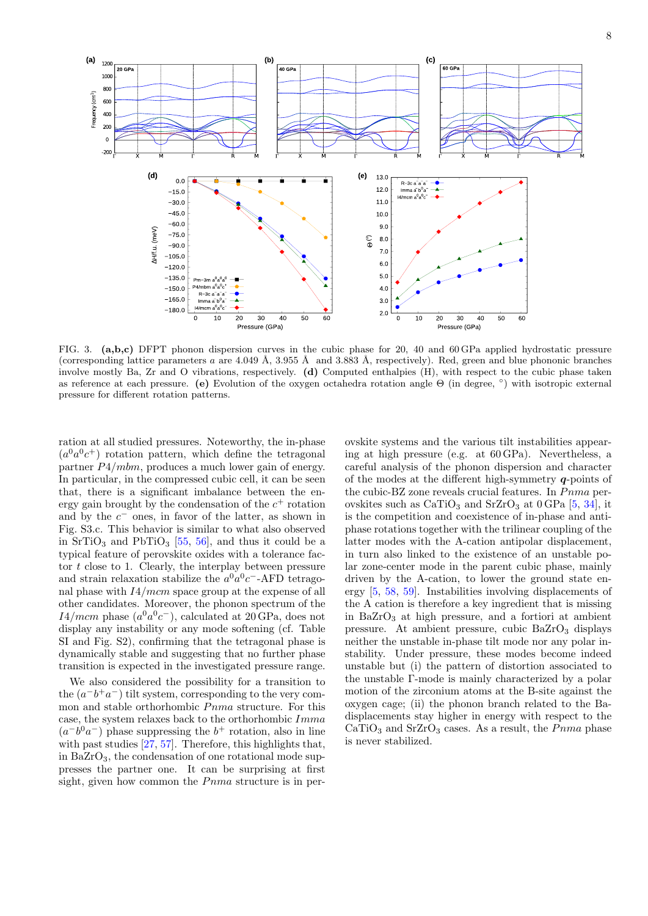FIG. 3. **(a,b,c)** DFPT phonon dispersion curves in the cubic phase for 20, 40 and 60 GPa applied hydrostatic pressure (corresponding lattice parameters $a$ are 4.049 Å, 3.955 Å and 3.883 Å, respectively). Red, green and blue phononic branches involve mostly Ba, Zr and O vibrations, respectively. **(d)** Computed enthalpies (H), with respect to the cubic phase taken as reference at each pressure. **(e)** Evolution of the oxygen octahedra rotation angle Θ (in degree, °) with isotropic external pressure for different rotation patterns.

ration at all studied pressures. Noteworthy, the in-phase ($a^0a^0c^+$) rotation pattern, which define the tetragonal partner $P4/mbm$, produces a much lower gain of energy. In particular, in the compressed cubic cell, it can be seen that, there is a significant imbalance between the energy gain brought by the condensation of the $c^+$ rotation and by the $c^-$ ones, in favor of the latter, as shown in Fig. S3.c. This behavior is similar to what also observed in $SrTiO_3$ and $PbTiO_3$ [55, 56], and thus it could be a typical feature of perovskite oxides with a tolerance factor $t$ close to 1. Clearly, the interplay between pressure and strain relaxation stabilize the $a^0a^0c^-$-AFD tetragonal phase with $I4/mcm$ space group at the expense of all other candidates. Moreover, the phonon spectrum of the $I4/mcm$ phase ($a^0a^0c^-$), calculated at 20 GPa, does not display any instability or any mode softening (cf. Table SI and Fig. S2), confirming that the tetragonal phase is dynamically stable and suggesting that no further phase transition is expected in the investigated pressure range.

We also considered the possibility for a transition to the ($a^-b^+a^-$) tilt system, corresponding to the very common and stable orthorhombic $Pnma$ structure. For this case, the system relaxes back to the orthorhombic $Imma$ ($a^-b^0a^-$) phase suppressing the $b^+$ rotation, also in line with past studies [27, 57]. Therefore, this highlights that, in $BaZrO_3$, the condensation of one rotational mode suppresses the partner one. It can be surprising at first sight, given how common the $Pnma$ structure is in perovskite systems and the various tilt instabilities appearing at high pressure (e.g. at 60 GPa). Nevertheless, a careful analysis of the phonon dispersion and character of the modes at the different high-symmetry $\boldsymbol{q}$-points of the cubic-BZ zone reveals crucial features. In $Pnma$ perovskites such as $CaTiO_3$ and $SrZrO_3$ at 0 GPa [5, 34], it is the competition and coexistence of in-phase and anti-phase rotations together with the trilinear coupling of the latter modes with the A-cation antipolar displacement, in turn also linked to the existence of an unstable polar zone-center mode in the parent cubic phase, mainly driven by the A-cation, to lower the ground state energy [5, 58, 59]. Instabilities involving displacements of the A cation is therefore a key ingredient that is missing in $BaZrO_3$ at high pressure, and a fortiori at ambient pressure. At ambient pressure, cubic $BaZrO_3$ displays neither the unstable in-phase tilt mode nor any polar instability. Under pressure, these modes become indeed unstable but (i) the pattern of distortion associated to the unstable Γ-mode is mainly characterized by a polar motion of the zirconium atoms at the B-site against the oxygen cage; (ii) the phonon branch related to the Ba-displacements stay higher in energy with respect to the $CaTiO_3$ and $SrZrO_3$ cases. As a result, the $Pnma$ phase is never stabilized.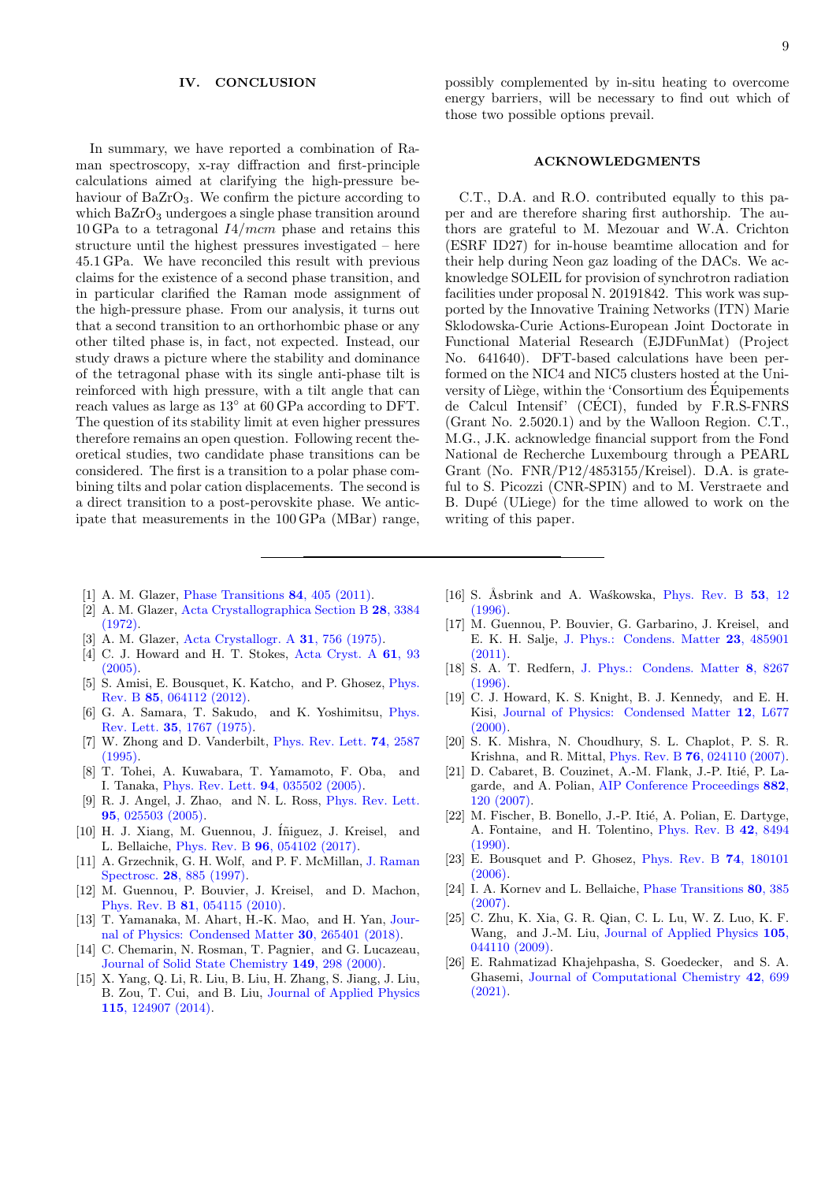## IV. CONCLUSION

In summary, we have reported a combination of Raman spectroscopy, x-ray diffraction and first-principle calculations aimed at clarifying the high-pressure behaviour of $BaZrO_3$. We confirm the picture according to which $BaZrO_3$ undergoes a single phase transition around 10 GPa to a tetragonal $I4/mcm$ phase and retains this structure until the highest pressures investigated – here 45.1 GPa. We have reconciled this result with previous claims for the existence of a second phase transition, and in particular clarified the Raman mode assignment of the high-pressure phase. From our analysis, it turns out that a second transition to an orthorhombic phase or any other tilted phase is, in fact, not expected. Instead, our study draws a picture where the stability and dominance of the tetragonal phase with its single anti-phase tilt is reinforced with high pressure, with a tilt angle that can reach values as large as 13° at 60 GPa according to DFT. The question of its stability limit at even higher pressures therefore remains an open question. Following recent theoretical studies, two candidate phase transitions can be considered. The first is a transition to a polar phase combining tilts and polar cation displacements. The second is a direct transition to a post-perovskite phase. We anticipate that measurements in the 100 GPa (MBar) range, possibly complemented by in-situ heating to overcome energy barriers, will be necessary to find out which of those two possible options prevail.

## ACKNOWLEDGMENTS

C.T., D.A. and R.O. contributed equally to this paper and are therefore sharing first authorship. The authors are grateful to M. Mezouar and W.A. Crichton (ESRF ID27) for in-house beamtime allocation and for their help during Neon gaz loading of the DACs. We acknowledge SOLEIL for provision of synchrotron radiation facilities under proposal N. 20191842. This work was supported by the Innovative Training Networks (ITN) Marie Sklodowska-Curie Actions-European Joint Doctorate in Functional Material Research (EJDFunMat) (Project No. 641640). DFT-based calculations have been performed on the NIC4 and NIC5 clusters hosted at the University of Liège, within the 'Consortium des Équipements de Calcul Intensif' (CÉCI), funded by F.R.S-FNRS (Grant No. 2.5020.1) and by the Walloon Region. C.T., M.G., J.K. acknowledge financial support from the Fond National de Recherche Luxembourg through a PEARL Grant (No. FNR/P12/4853155/Kreisel). D.A. is grateful to S. Picozzi (CNR-SPIN) and to M. Verstraete and B. Dupé (ULiege) for the time allowed to work on the writing of this paper.

---

[1] A. M. Glazer, Phase Transitions **84**, 405 (2011).
[2] A. M. Glazer, Acta Crystallographica Section B **28**, 3384 (1972).
[3] A. M. Glazer, Acta Crystallogr. A **31**, 756 (1975).
[4] C. J. Howard and H. T. Stokes, Acta Cryst. A **61**, 93 (2005).
[5] S. Amisi, E. Bousquet, K. Katcho, and P. Ghosez, Phys. Rev. B **85**, 064112 (2012).
[6] G. A. Samara, T. Sakudo, and K. Yoshimitsu, Phys. Rev. Lett. **35**, 1767 (1975).
[7] W. Zhong and D. Vanderbilt, Phys. Rev. Lett. **74**, 2587 (1995).
[8] T. Tohei, A. Kuwabara, T. Yamamoto, F. Oba, and I. Tanaka, Phys. Rev. Lett. **94**, 035502 (2005).
[9] R. J. Angel, J. Zhao, and N. L. Ross, Phys. Rev. Lett. **95**, 025503 (2005).
[10] H. J. Xiang, M. Guennou, J. Íñiguez, J. Kreisel, and L. Bellaiche, Phys. Rev. B **96**, 054102 (2017).
[11] A. Grzechnik, G. H. Wolf, and P. F. McMillan, J. Raman Spectrosc. **28**, 885 (1997).
[12] M. Guennou, P. Bouvier, J. Kreisel, and D. Machon, Phys. Rev. B **81**, 054115 (2010).
[13] T. Yamanaka, M. Ahart, H.-K. Mao, and H. Yan, Journal of Physics: Condensed Matter **30**, 265401 (2018).
[14] C. Chemarin, N. Rosman, T. Pagnier, and G. Lucazeau, Journal of Solid State Chemistry **149**, 298 (2000).
[15] X. Yang, Q. Li, R. Liu, B. Liu, H. Zhang, S. Jiang, J. Liu, B. Zou, T. Cui, and B. Liu, Journal of Applied Physics **115**, 124907 (2014).
[16] S. Åsbrink and A. Waśkowska, Phys. Rev. B **53**, 12 (1996).
[17] M. Guennou, P. Bouvier, G. Garbarino, J. Kreisel, and E. K. H. Salje, J. Phys.: Condens. Matter **23**, 485901 (2011).
[18] S. A. T. Redfern, J. Phys.: Condens. Matter **8**, 8267 (1996).
[19] C. J. Howard, K. S. Knight, B. J. Kennedy, and E. H. Kisi, Journal of Physics: Condensed Matter **12**, L677 (2000).
[20] S. K. Mishra, N. Choudhury, S. L. Chaplot, P. S. R. Krishna, and R. Mittal, Phys. Rev. B **76**, 024110 (2007).
[21] D. Cabaret, B. Couzinet, A.-M. Flank, J.-P. Itié, P. Lagarde, and A. Polian, AIP Conference Proceedings **882**, 120 (2007).
[22] M. Fischer, B. Bonello, J.-P. Itié, A. Polian, E. Dartyge, A. Fontaine, and H. Tolentino, Phys. Rev. B **42**, 8494 (1990).
[23] E. Bousquet and P. Ghosez, Phys. Rev. B **74**, 180101 (2006).
[24] I. A. Kornev and L. Bellaiche, Phase Transitions **80**, 385 (2007).
[25] C. Zhu, K. Xia, G. R. Qian, C. L. Lu, W. Z. Luo, K. F. Wang, and J.-M. Liu, Journal of Applied Physics **105**, 044110 (2009).
[26] E. Rahmatizad Khajehpasha, S. Goedecker, and S. A. Ghasemi, Journal of Computational Chemistry **42**, 699 (2021).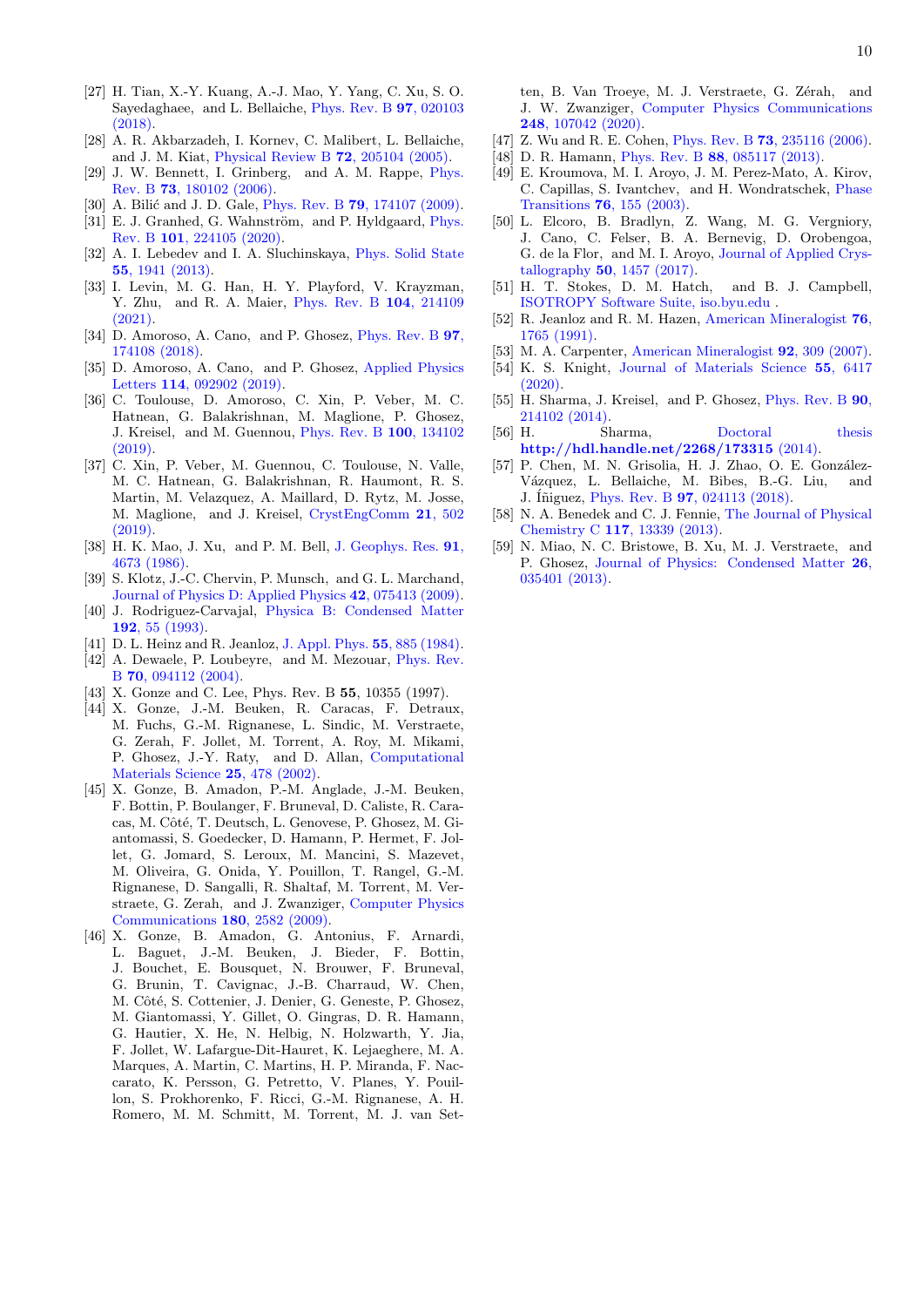[27] H. Tian, X.-Y. Kuang, A.-J. Mao, Y. Yang, C. Xu, S. O. Sayedaghaee, and L. Bellaiche, Phys. Rev. B **97**, 020103 (2018).

[28] A. R. Akbarzadeh, I. Kornev, C. Malibert, L. Bellaiche, and J. M. Kiat, Physical Review B **72**, 205104 (2005).

[29] J. W. Bennett, I. Grinberg, and A. M. Rappe, Phys. Rev. B **73**, 180102 (2006).

[30] A. Bilić and J. D. Gale, Phys. Rev. B **79**, 174107 (2009).

[31] E. J. Granhed, G. Wahnström, and P. Hyldgaard, Phys. Rev. B **101**, 224105 (2020).

[32] A. I. Lebedev and I. A. Sluchinskaya, Phys. Solid State **55**, 1941 (2013).

[33] I. Levin, M. G. Han, H. Y. Playford, V. Krayzman, Y. Zhu, and R. A. Maier, Phys. Rev. B **104**, 214109 (2021).

[34] D. Amoroso, A. Cano, and P. Ghosez, Phys. Rev. B **97**, 174108 (2018).

[35] D. Amoroso, A. Cano, and P. Ghosez, Applied Physics Letters **114**, 092902 (2019).

[36] C. Toulouse, D. Amoroso, C. Xin, P. Veber, M. C. Hatnean, G. Balakrishnan, M. Maglione, P. Ghosez, J. Kreisel, and M. Guennou, Phys. Rev. B **100**, 134102 (2019).

[37] C. Xin, P. Veber, M. Guennou, C. Toulouse, N. Valle, M. C. Hatnean, G. Balakrishnan, R. Haumont, R. S. Martin, M. Velazquez, A. Maillard, D. Rytz, M. Josse, M. Maglione, and J. Kreisel, CrystEngComm **21**, 502 (2019).

[38] H. K. Mao, J. Xu, and P. M. Bell, J. Geophys. Res. **91**, 4673 (1986).

[39] S. Klotz, J.-C. Chervin, P. Munsch, and G. L. Marchand, Journal of Physics D: Applied Physics **42**, 075413 (2009).

[40] J. Rodriguez-Carvajal, Physica B: Condensed Matter **192**, 55 (1993).

[41] D. L. Heinz and R. Jeanloz, J. Appl. Phys. **55**, 885 (1984).

[42] A. Dewaele, P. Loubeyre, and M. Mezouar, Phys. Rev. B **70**, 094112 (2004).

[43] X. Gonze and C. Lee, Phys. Rev. B **55**, 10355 (1997).

[44] X. Gonze, J.-M. Beuken, R. Caracas, F. Detraux, M. Fuchs, G.-M. Rignanese, L. Sindic, M. Verstraete, G. Zerah, F. Jollet, M. Torrent, A. Roy, M. Mikami, P. Ghosez, J.-Y. Raty, and D. Allan, Computational Materials Science **25**, 478 (2002).

[45] X. Gonze, B. Amadon, P.-M. Anglade, J.-M. Beuken, F. Bottin, P. Boulanger, F. Bruneval, D. Caliste, R. Caracas, M. Côté, T. Deutsch, L. Genovese, P. Ghosez, M. Giantomassi, S. Goedecker, D. Hamann, P. Hermet, F. Jollet, G. Jomard, S. Leroux, M. Mancini, S. Mazevet, M. Oliveira, G. Onida, Y. Pouillon, T. Rangel, G.-M. Rignanese, D. Sangalli, R. Shaltaf, M. Torrent, M. Verstraete, G. Zerah, and J. Zwanziger, Computer Physics Communications **180**, 2582 (2009).

[46] X. Gonze, B. Amadon, G. Antonius, F. Arnardi, L. Baguet, J.-M. Beuken, J. Bieder, F. Bottin, J. Bouchet, E. Bousquet, N. Brouwer, F. Bruneval, G. Brunin, T. Cavignac, J.-B. Charraud, W. Chen, M. Côté, S. Cottenier, J. Denier, G. Geneste, P. Ghosez, M. Giantomassi, Y. Gillet, O. Gingras, D. R. Hamann, G. Hautier, X. He, N. Helbig, N. Holzwarth, Y. Jia, F. Jollet, W. Lafargue-Dit-Hauret, K. Lejaeghere, M. A. Marques, A. Martin, C. Martins, H. P. Miranda, F. Naccarato, K. Persson, G. Petretto, V. Planes, Y. Pouillon, S. Prokhorenko, F. Ricci, G.-M. Rignanese, A. H. Romero, M. M. Schmitt, M. Torrent, M. J. van Setten, B. Van Troeye, M. J. Verstraete, G. Zérah, and J. W. Zwanziger, Computer Physics Communications **248**, 107042 (2020).

[47] Z. Wu and R. E. Cohen, Phys. Rev. B **73**, 235116 (2006).

[48] D. R. Hamann, Phys. Rev. B **88**, 085117 (2013).

[49] E. Kroumova, M. I. Aroyo, J. M. Perez-Mato, A. Kirov, C. Capillas, S. Ivantchev, and H. Wondratschek, Phase Transitions **76**, 155 (2003).

[50] L. Elcoro, B. Bradlyn, Z. Wang, M. G. Vergniory, J. Cano, C. Felser, B. A. Bernevig, D. Orobengoa, G. de la Flor, and M. I. Aroyo, Journal of Applied Crystallography **50**, 1457 (2017).

[51] H. T. Stokes, D. M. Hatch, and B. J. Campbell, ISOTROPY Software Suite, iso.byu.edu .

[52] R. Jeanloz and R. M. Hazen, American Mineralogist **76**, 1765 (1991).

[53] M. A. Carpenter, American Mineralogist **92**, 309 (2007).

[54] K. S. Knight, Journal of Materials Science **55**, 6417 (2020).

[55] H. Sharma, J. Kreisel, and P. Ghosez, Phys. Rev. B **90**, 214102 (2014).

[56] H. Sharma, Doctoral thesis **http://hdl.handle.net/2268/173315** (2014).

[57] P. Chen, M. N. Grisolia, H. J. Zhao, O. E. González-Vázquez, L. Bellaiche, M. Bibes, B.-G. Liu, and J. Íñiguez, Phys. Rev. B **97**, 024113 (2018).

[58] N. A. Benedek and C. J. Fennie, The Journal of Physical Chemistry C **117**, 13339 (2013).

[59] N. Miao, N. C. Bristowe, B. Xu, M. J. Verstraete, and P. Ghosez, Journal of Physics: Condensed Matter **26**, 035401 (2013).